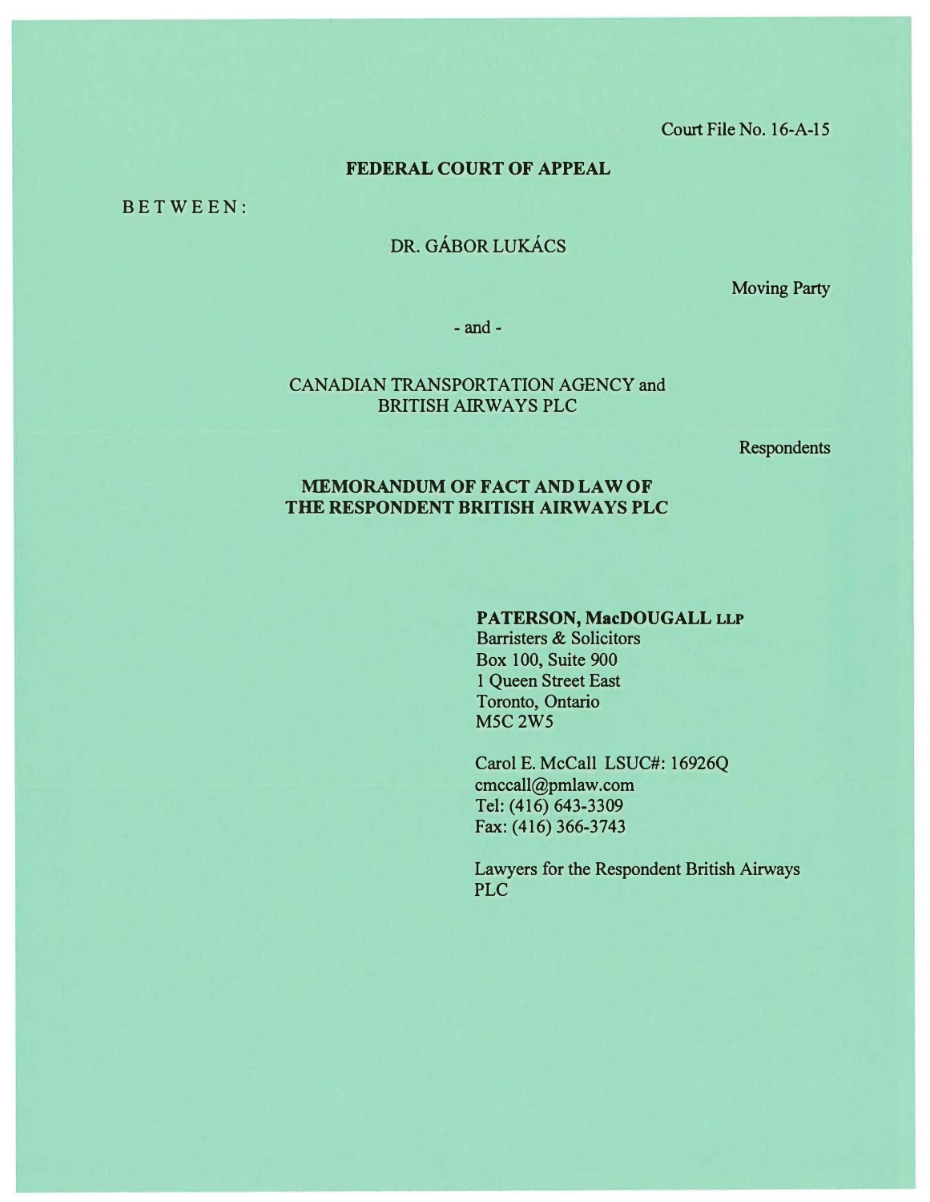Court File No. 16-A-15

**FEDERAL COURT OF APPEAL**

BETWEEN:

DR. GÁBOR LUKÁCS

Moving Party

- and -

CANADIAN TRANSPORTATION AGENCY and
BRITISH AIRWAYS PLC

Respondents

**MEMORANDUM OF FACT AND LAW OF
THE RESPONDENT BRITISH AIRWAYS PLC**

**PATERSON, MacDOUGALL LLP**
Barristers & Solicitors
Box 100, Suite 900
1 Queen Street East
Toronto, Ontario
M5C 2W5

Carol E. McCall LSUC#: 16926Q
cmccall@pmlaw.com
Tel: (416) 643-3309
Fax: (416) 366-3743

Lawyers for the Respondent British Airways PLC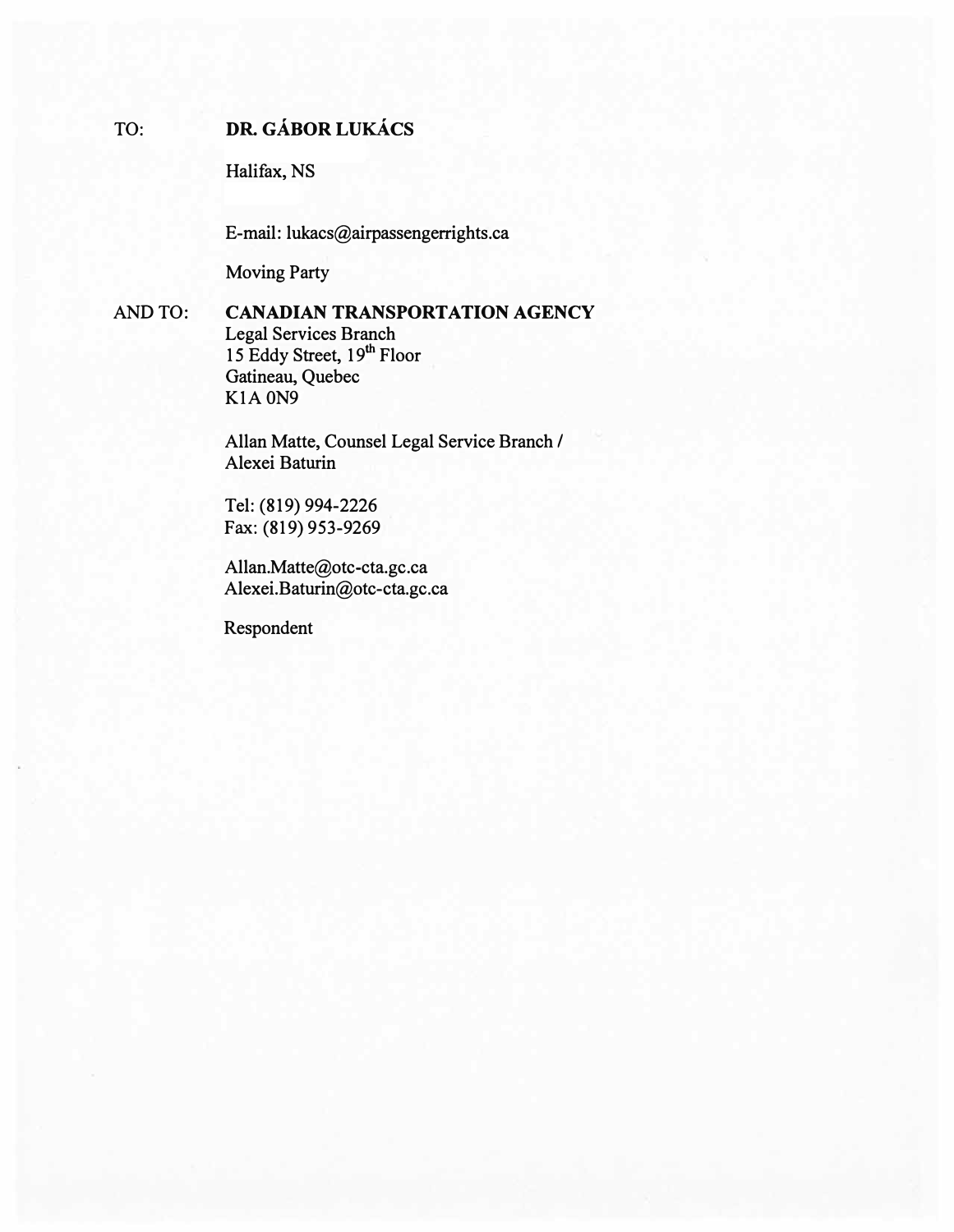TO: **DR. GÁBOR LUKÁCS**

Halifax, NS

E-mail: lukacs@airpassengerrights.ca

Moving Party

AND TO: **CANADIAN TRANSPORTATION AGENCY**
Legal Services Branch
15 Eddy Street, 19th Floor
Gatineau, Quebec
K1A 0N9

Allan Matte, Counsel Legal Service Branch /
Alexei Baturin

Tel: (819) 994-2226
Fax: (819) 953-9269

Allan.Matte@otc-cta.gc.ca
Alexei.Baturin@otc-cta.gc.ca

Respondent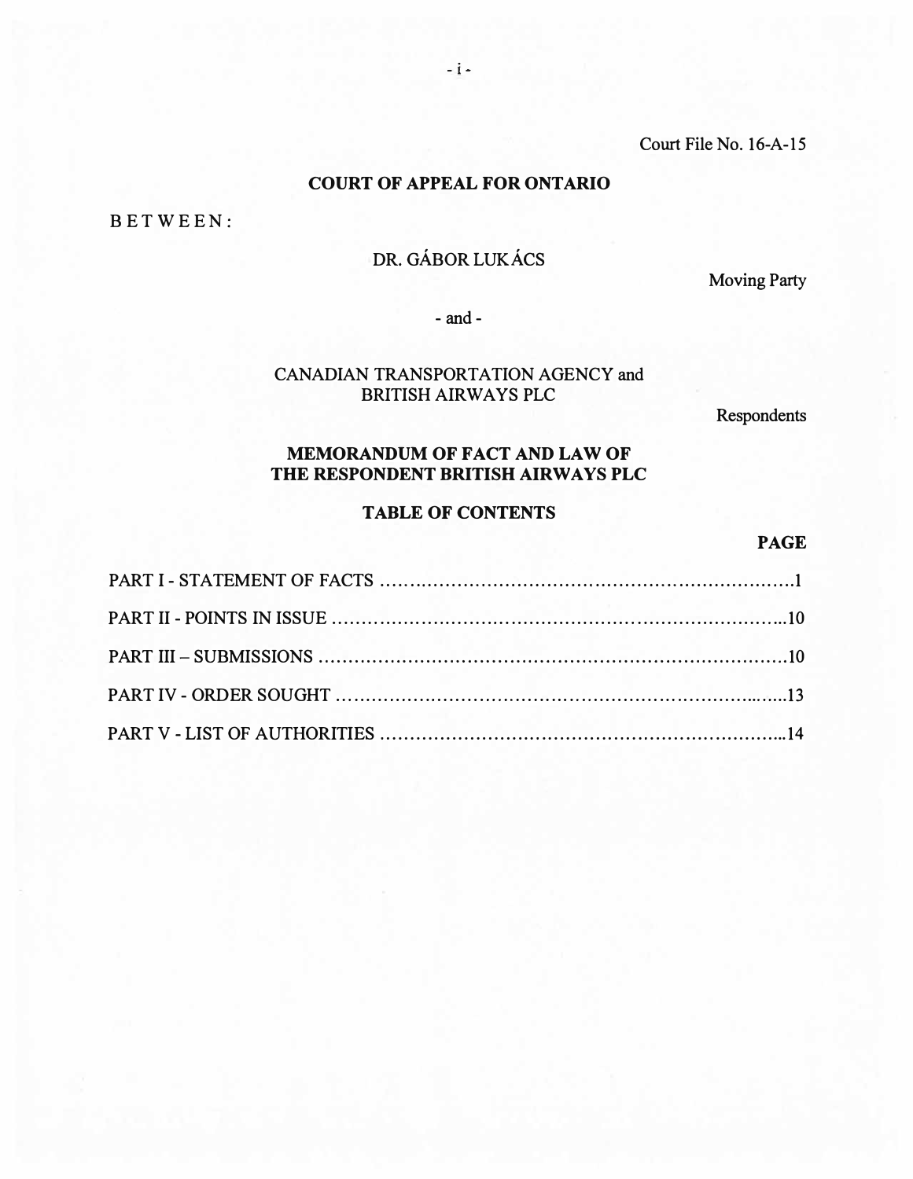Court File No. 16-A-15

**COURT OF APPEAL FOR ONTARIO**

BETWEEN:

DR. GÁBOR LUKÁCS

Moving Party

- and -

CANADIAN TRANSPORTATION AGENCY and BRITISH AIRWAYS PLC

Respondents

**MEMORANDUM OF FACT AND LAW OF THE RESPONDENT BRITISH AIRWAYS PLC**

**TABLE OF CONTENTS**

| | PAGE |
|---|---|
| PART I - STATEMENT OF FACTS | 1 |
| PART II - POINTS IN ISSUE | 10 |
| PART III – SUBMISSIONS | 10 |
| PART IV - ORDER SOUGHT | 13 |
| PART V - LIST OF AUTHORITIES | 14 |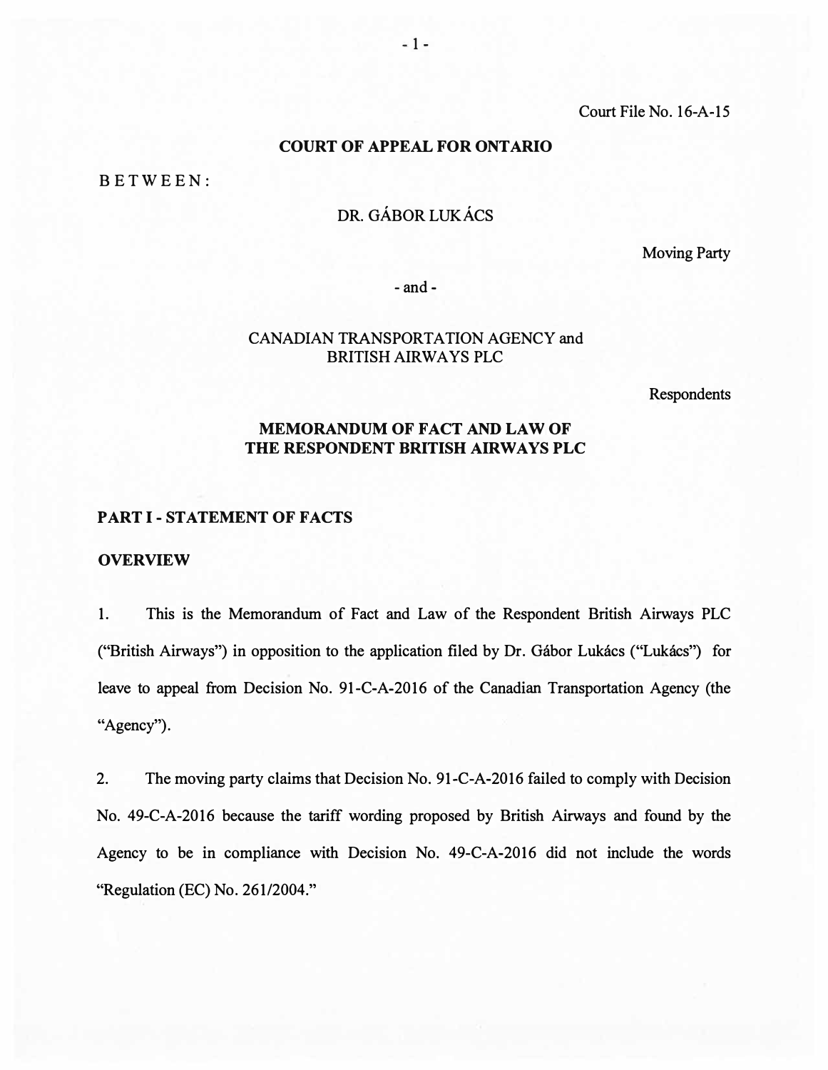Court File No. 16-A-15

**COURT OF APPEAL FOR ONTARIO**

BETWEEN:

DR. GÁBOR LUKÁCS

Moving Party

- and -

CANADIAN TRANSPORTATION AGENCY and
BRITISH AIRWAYS PLC

Respondents

**MEMORANDUM OF FACT AND LAW OF
THE RESPONDENT BRITISH AIRWAYS PLC**

## PART I - STATEMENT OF FACTS

### OVERVIEW

1. This is the Memorandum of Fact and Law of the Respondent British Airways PLC ("British Airways") in opposition to the application filed by Dr. Gábor Lukács ("Lukács") for leave to appeal from Decision No. 91-C-A-2016 of the Canadian Transportation Agency (the "Agency").

2. The moving party claims that Decision No. 91-C-A-2016 failed to comply with Decision No. 49-C-A-2016 because the tariff wording proposed by British Airways and found by the Agency to be in compliance with Decision No. 49-C-A-2016 did not include the words "Regulation (EC) No. 261/2004."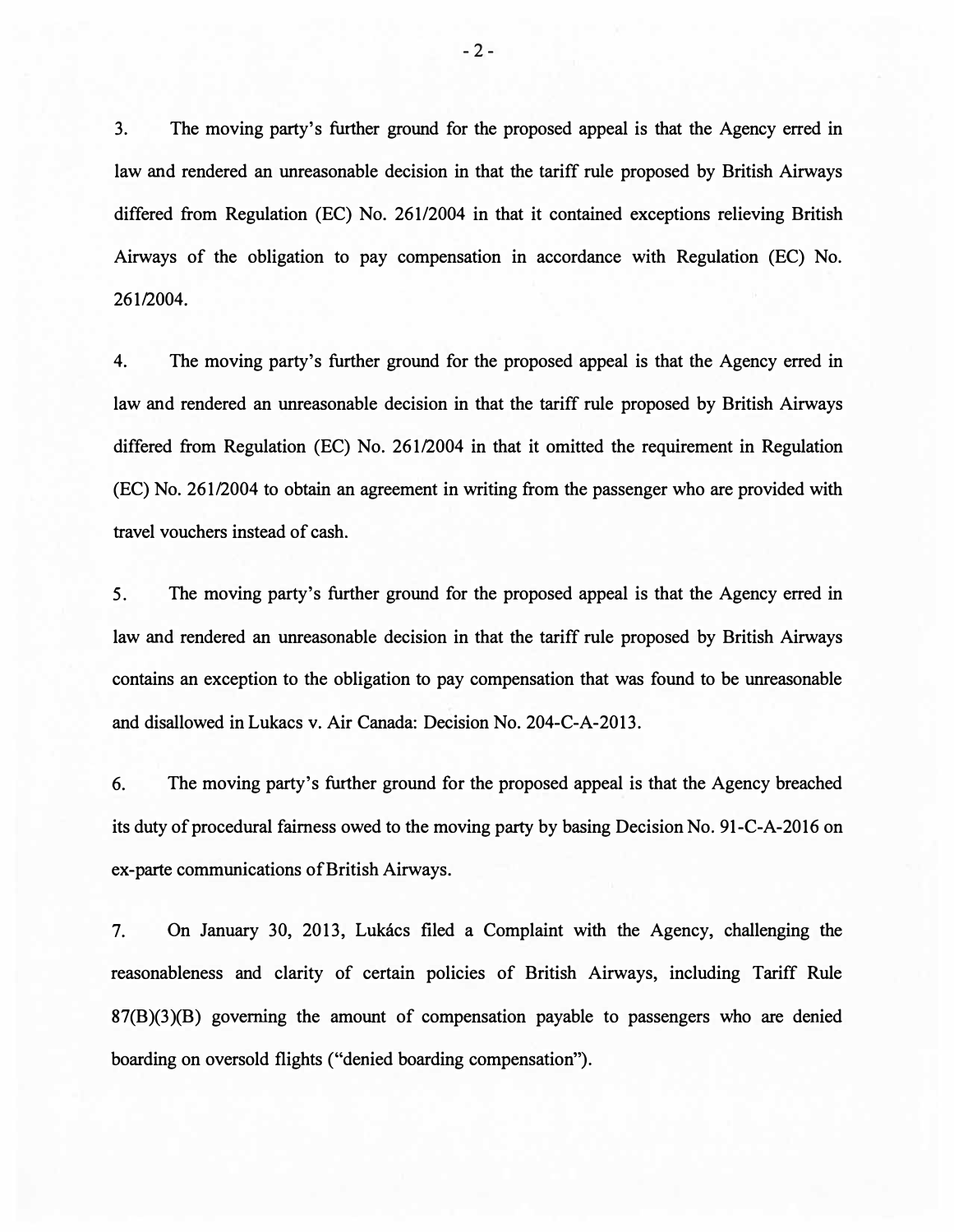3. The moving party's further ground for the proposed appeal is that the Agency erred in law and rendered an unreasonable decision in that the tariff rule proposed by British Airways differed from Regulation (EC) No. 261/2004 in that it contained exceptions relieving British Airways of the obligation to pay compensation in accordance with Regulation (EC) No. 261/2004.

4. The moving party's further ground for the proposed appeal is that the Agency erred in law and rendered an unreasonable decision in that the tariff rule proposed by British Airways differed from Regulation (EC) No. 261/2004 in that it omitted the requirement in Regulation (EC) No. 261/2004 to obtain an agreement in writing from the passenger who are provided with travel vouchers instead of cash.

5. The moving party's further ground for the proposed appeal is that the Agency erred in law and rendered an unreasonable decision in that the tariff rule proposed by British Airways contains an exception to the obligation to pay compensation that was found to be unreasonable and disallowed in Lukacs v. Air Canada: Decision No. 204-C-A-2013.

6. The moving party's further ground for the proposed appeal is that the Agency breached its duty of procedural fairness owed to the moving party by basing Decision No. 91-C-A-2016 on ex-parte communications of British Airways.

7. On January 30, 2013, Lukács filed a Complaint with the Agency, challenging the reasonableness and clarity of certain policies of British Airways, including Tariff Rule 87(B)(3)(B) governing the amount of compensation payable to passengers who are denied boarding on oversold flights ("denied boarding compensation").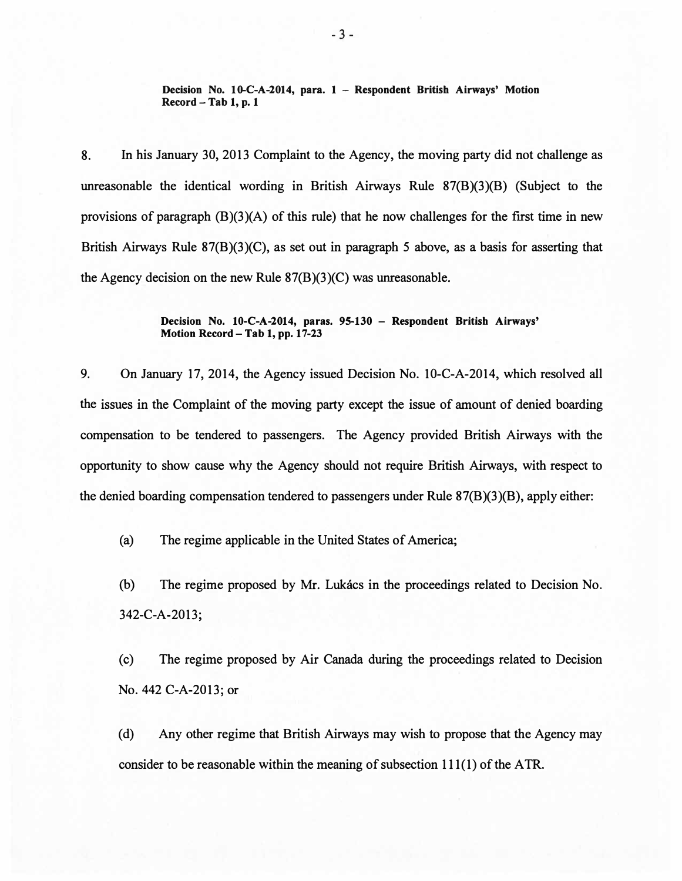**Decision No. 10-C-A-2014, para. 1 – Respondent British Airways' Motion Record – Tab 1, p. 1**

8. In his January 30, 2013 Complaint to the Agency, the moving party did not challenge as unreasonable the identical wording in British Airways Rule 87(B)(3)(B) (Subject to the provisions of paragraph (B)(3)(A) of this rule) that he now challenges for the first time in new British Airways Rule 87(B)(3)(C), as set out in paragraph 5 above, as a basis for asserting that the Agency decision on the new Rule 87(B)(3)(C) was unreasonable.

**Decision No. 10-C-A-2014, paras. 95-130 – Respondent British Airways' Motion Record – Tab 1, pp. 17-23**

9. On January 17, 2014, the Agency issued Decision No. 10-C-A-2014, which resolved all the issues in the Complaint of the moving party except the issue of amount of denied boarding compensation to be tendered to passengers. The Agency provided British Airways with the opportunity to show cause why the Agency should not require British Airways, with respect to the denied boarding compensation tendered to passengers under Rule 87(B)(3)(B), apply either:

(a) The regime applicable in the United States of America;

(b) The regime proposed by Mr. Lukács in the proceedings related to Decision No. 342-C-A-2013;

(c) The regime proposed by Air Canada during the proceedings related to Decision No. 442 C-A-2013; or

(d) Any other regime that British Airways may wish to propose that the Agency may consider to be reasonable within the meaning of subsection 111(1) of the ATR.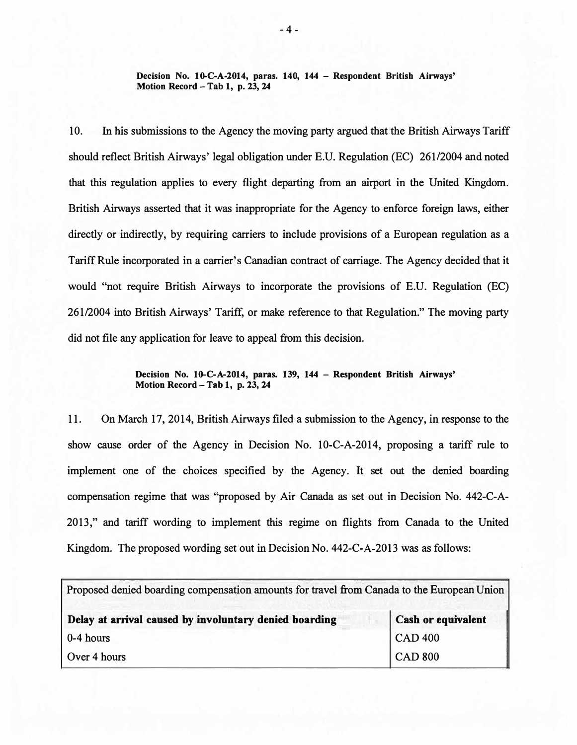**Decision No. 10-C-A-2014, paras. 140, 144 – Respondent British Airways' Motion Record – Tab 1, p. 23, 24**

10. In his submissions to the Agency the moving party argued that the British Airways Tariff should reflect British Airways' legal obligation under E.U. Regulation (EC) 261/2004 and noted that this regulation applies to every flight departing from an airport in the United Kingdom. British Airways asserted that it was inappropriate for the Agency to enforce foreign laws, either directly or indirectly, by requiring carriers to include provisions of a European regulation as a Tariff Rule incorporated in a carrier's Canadian contract of carriage. The Agency decided that it would "not require British Airways to incorporate the provisions of E.U. Regulation (EC) 261/2004 into British Airways' Tariff, or make reference to that Regulation." The moving party did not file any application for leave to appeal from this decision.

**Decision No. 10-C-A-2014, paras. 139, 144 – Respondent British Airways' Motion Record – Tab 1, p. 23, 24**

11. On March 17, 2014, British Airways filed a submission to the Agency, in response to the show cause order of the Agency in Decision No. 10-C-A-2014, proposing a tariff rule to implement one of the choices specified by the Agency. It set out the denied boarding compensation regime that was "proposed by Air Canada as set out in Decision No. 442-C-A-2013," and tariff wording to implement this regime on flights from Canada to the United Kingdom. The proposed wording set out in Decision No. 442-C-A-2013 was as follows:

| Proposed denied boarding compensation amounts for travel from Canada to the European Union | |
|---|---|
| **Delay at arrival caused by involuntary denied boarding** | **Cash or equivalent** |
| 0-4 hours | CAD 400 |
| Over 4 hours | CAD 800 |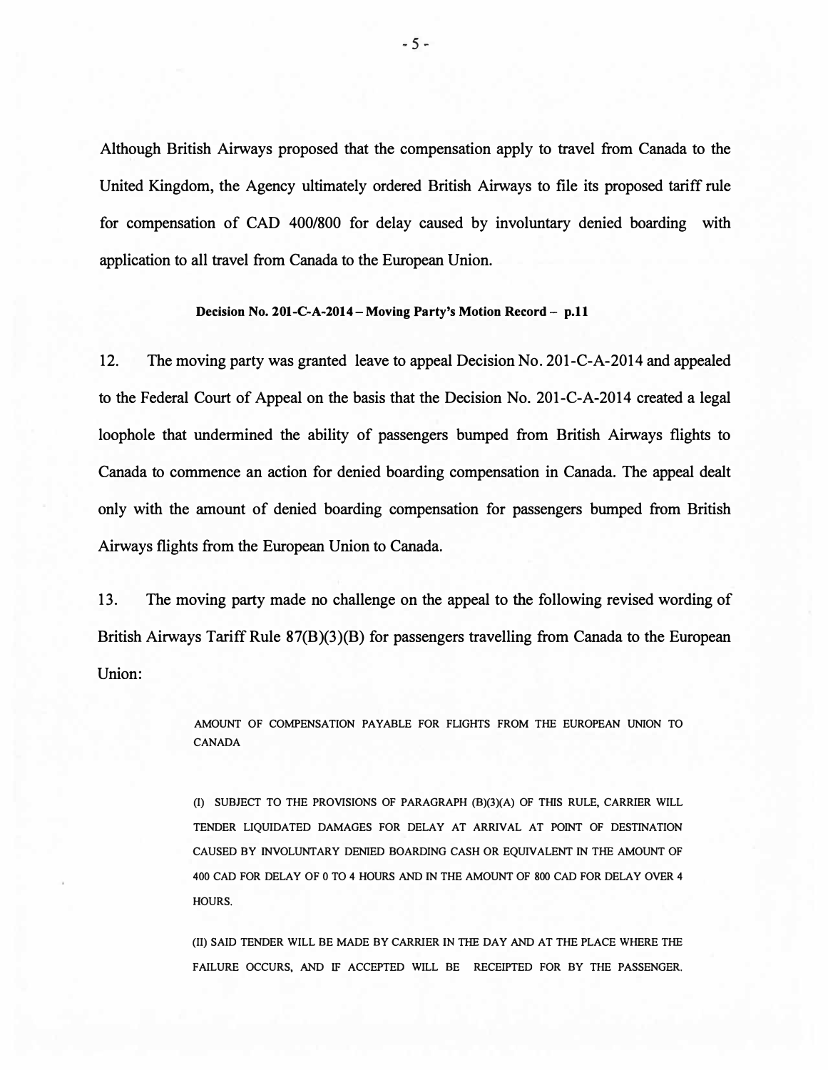Although British Airways proposed that the compensation apply to travel from Canada to the United Kingdom, the Agency ultimately ordered British Airways to file its proposed tariff rule for compensation of CAD 400/800 for delay caused by involuntary denied boarding with application to all travel from Canada to the European Union.

**Decision No. 201-C-A-2014 – Moving Party's Motion Record – p.11**

12. The moving party was granted leave to appeal Decision No. 201-C-A-2014 and appealed to the Federal Court of Appeal on the basis that the Decision No. 201-C-A-2014 created a legal loophole that undermined the ability of passengers bumped from British Airways flights to Canada to commence an action for denied boarding compensation in Canada. The appeal dealt only with the amount of denied boarding compensation for passengers bumped from British Airways flights from the European Union to Canada.

13. The moving party made no challenge on the appeal to the following revised wording of British Airways Tariff Rule 87(B)(3)(B) for passengers travelling from Canada to the European Union:

> AMOUNT OF COMPENSATION PAYABLE FOR FLIGHTS FROM THE EUROPEAN UNION TO CANADA
>
> (I) SUBJECT TO THE PROVISIONS OF PARAGRAPH (B)(3)(A) OF THIS RULE, CARRIER WILL TENDER LIQUIDATED DAMAGES FOR DELAY AT ARRIVAL AT POINT OF DESTINATION CAUSED BY INVOLUNTARY DENIED BOARDING CASH OR EQUIVALENT IN THE AMOUNT OF 400 CAD FOR DELAY OF 0 TO 4 HOURS AND IN THE AMOUNT OF 800 CAD FOR DELAY OVER 4 HOURS.
>
> (II) SAID TENDER WILL BE MADE BY CARRIER IN THE DAY AND AT THE PLACE WHERE THE FAILURE OCCURS, AND IF ACCEPTED WILL BE RECEIPTED FOR BY THE PASSENGER.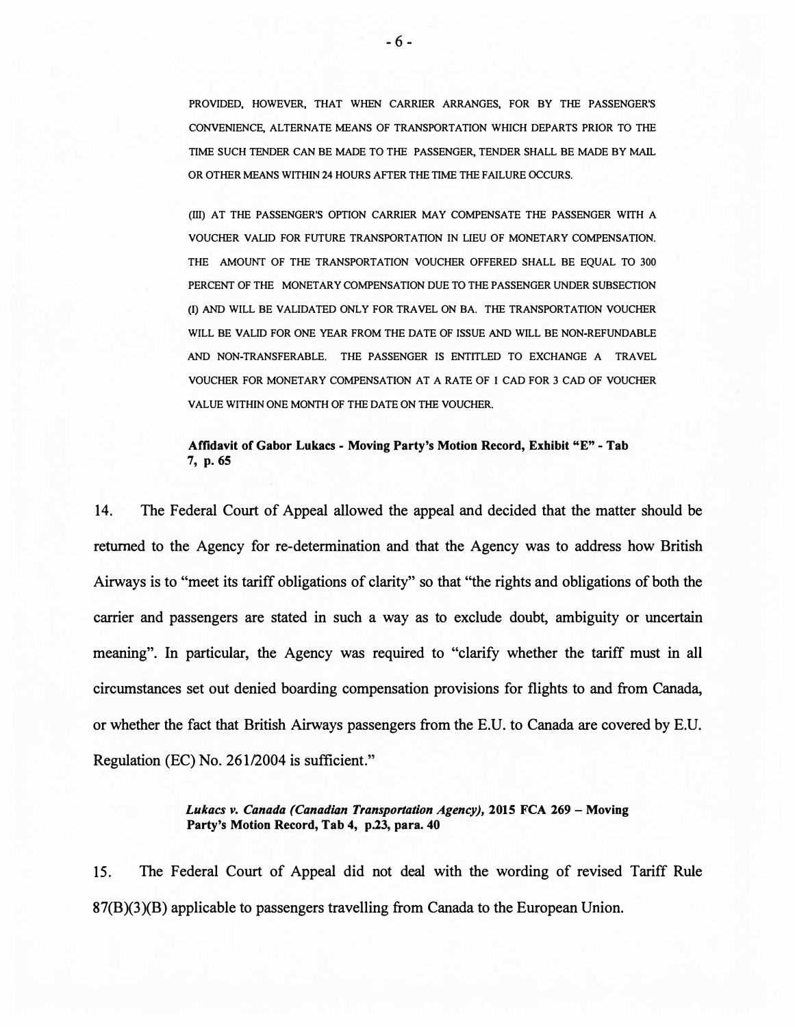PROVIDED, HOWEVER, THAT WHEN CARRIER ARRANGES, FOR BY THE PASSENGER'S CONVENIENCE, ALTERNATE MEANS OF TRANSPORTATION WHICH DEPARTS PRIOR TO THE TIME SUCH TENDER CAN BE MADE TO THE PASSENGER, TENDER SHALL BE MADE BY MAIL OR OTHER MEANS WITHIN 24 HOURS AFTER THE TIME THE FAILURE OCCURS.

(III) AT THE PASSENGER'S OPTION CARRIER MAY COMPENSATE THE PASSENGER WITH A VOUCHER VALID FOR FUTURE TRANSPORTATION IN LIEU OF MONETARY COMPENSATION. THE AMOUNT OF THE TRANSPORTATION VOUCHER OFFERED SHALL BE EQUAL TO 300 PERCENT OF THE MONETARY COMPENSATION DUE TO THE PASSENGER UNDER SUBSECTION (I) AND WILL BE VALIDATED ONLY FOR TRAVEL ON BA. THE TRANSPORTATION VOUCHER WILL BE VALID FOR ONE YEAR FROM THE DATE OF ISSUE AND WILL BE NON-REFUNDABLE AND NON-TRANSFERABLE. THE PASSENGER IS ENTITLED TO EXCHANGE A TRAVEL VOUCHER FOR MONETARY COMPENSATION AT A RATE OF 1 CAD FOR 3 CAD OF VOUCHER VALUE WITHIN ONE MONTH OF THE DATE ON THE VOUCHER.

**Affidavit of Gabor Lukacs - Moving Party's Motion Record, Exhibit "E" - Tab 7, p. 65**

14. The Federal Court of Appeal allowed the appeal and decided that the matter should be returned to the Agency for re-determination and that the Agency was to address how British Airways is to "meet its tariff obligations of clarity" so that "the rights and obligations of both the carrier and passengers are stated in such a way as to exclude doubt, ambiguity or uncertain meaning". In particular, the Agency was required to "clarify whether the tariff must in all circumstances set out denied boarding compensation provisions for flights to and from Canada, or whether the fact that British Airways passengers from the E.U. to Canada are covered by E.U. Regulation (EC) No. 261/2004 is sufficient."

***Lukacs v. Canada (Canadian Transportation Agency)*, 2015 FCA 269 – Moving Party's Motion Record, Tab 4, p.23, para. 40**

15. The Federal Court of Appeal did not deal with the wording of revised Tariff Rule 87(B)(3)(B) applicable to passengers travelling from Canada to the European Union.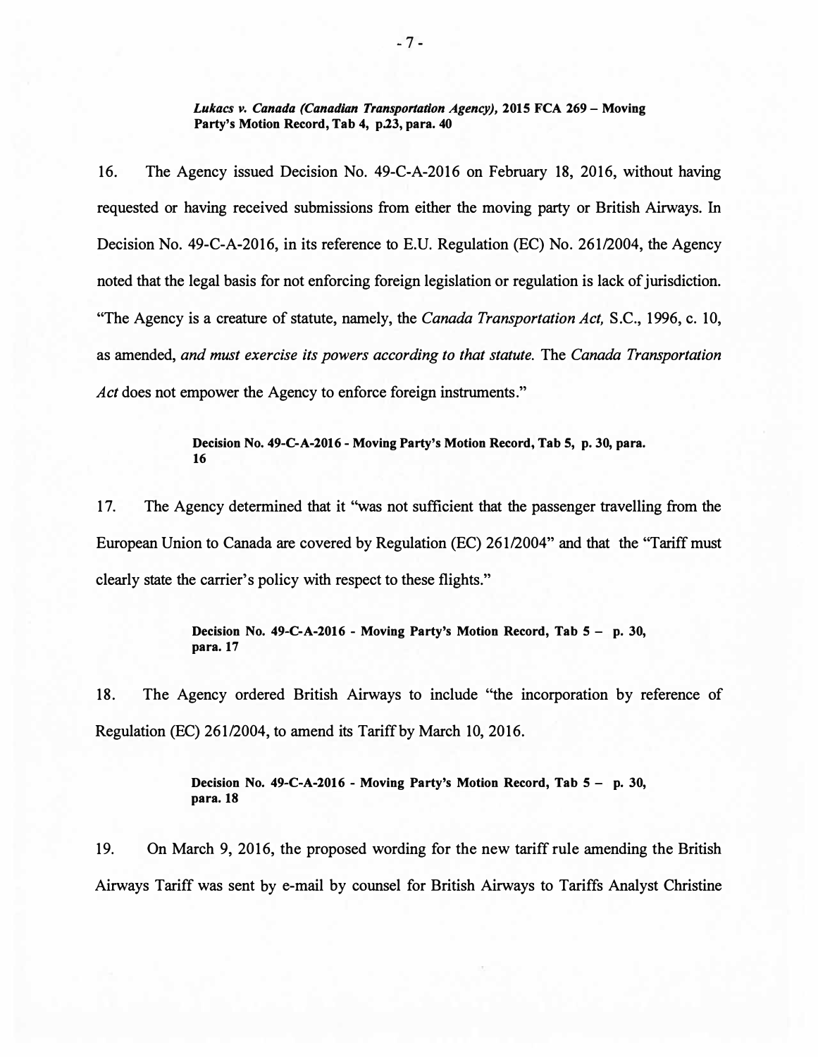**_Lukacs v. Canada (Canadian Transportation Agency)_, 2015 FCA 269 – Moving Party's Motion Record, Tab 4, p.23, para. 40**

16. The Agency issued Decision No. 49-C-A-2016 on February 18, 2016, without having requested or having received submissions from either the moving party or British Airways. In Decision No. 49-C-A-2016, in its reference to E.U. Regulation (EC) No. 261/2004, the Agency noted that the legal basis for not enforcing foreign legislation or regulation is lack of jurisdiction. "The Agency is a creature of statute, namely, the *Canada Transportation Act,* S.C., 1996, c. 10, as amended, *and must exercise its powers according to that statute.* The *Canada Transportation Act* does not empower the Agency to enforce foreign instruments."

**Decision No. 49-C-A-2016 - Moving Party's Motion Record, Tab 5, p. 30, para. 16**

17. The Agency determined that it "was not sufficient that the passenger travelling from the European Union to Canada are covered by Regulation (EC) 261/2004" and that the "Tariff must clearly state the carrier's policy with respect to these flights."

**Decision No. 49-C-A-2016 - Moving Party's Motion Record, Tab 5 – p. 30, para. 17**

18. The Agency ordered British Airways to include "the incorporation by reference of Regulation (EC) 261/2004, to amend its Tariff by March 10, 2016.

**Decision No. 49-C-A-2016 - Moving Party's Motion Record, Tab 5 – p. 30, para. 18**

19. On March 9, 2016, the proposed wording for the new tariff rule amending the British Airways Tariff was sent by e-mail by counsel for British Airways to Tariffs Analyst Christine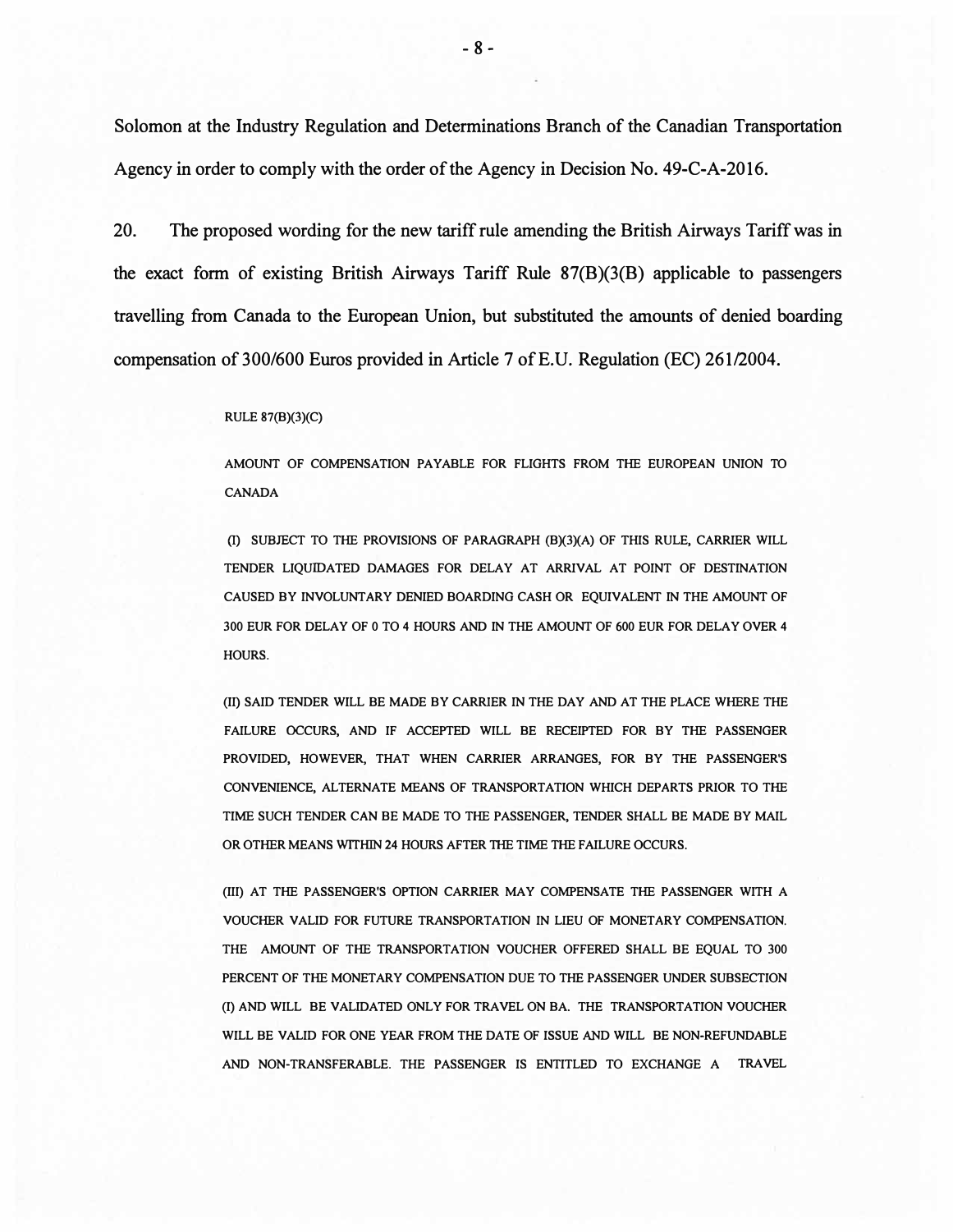Solomon at the Industry Regulation and Determinations Branch of the Canadian Transportation Agency in order to comply with the order of the Agency in Decision No. 49-C-A-2016.

20. The proposed wording for the new tariff rule amending the British Airways Tariff was in the exact form of existing British Airways Tariff Rule 87(B)(3(B) applicable to passengers travelling from Canada to the European Union, but substituted the amounts of denied boarding compensation of 300/600 Euros provided in Article 7 of E.U. Regulation (EC) 261/2004.

> RULE 87(B)(3)(C)
>
> AMOUNT OF COMPENSATION PAYABLE FOR FLIGHTS FROM THE EUROPEAN UNION TO CANADA
>
> (I) SUBJECT TO THE PROVISIONS OF PARAGRAPH (B)(3)(A) OF THIS RULE, CARRIER WILL TENDER LIQUIDATED DAMAGES FOR DELAY AT ARRIVAL AT POINT OF DESTINATION CAUSED BY INVOLUNTARY DENIED BOARDING CASH OR EQUIVALENT IN THE AMOUNT OF 300 EUR FOR DELAY OF 0 TO 4 HOURS AND IN THE AMOUNT OF 600 EUR FOR DELAY OVER 4 HOURS.
>
> (II) SAID TENDER WILL BE MADE BY CARRIER IN THE DAY AND AT THE PLACE WHERE THE FAILURE OCCURS, AND IF ACCEPTED WILL BE RECEIPTED FOR BY THE PASSENGER PROVIDED, HOWEVER, THAT WHEN CARRIER ARRANGES, FOR BY THE PASSENGER'S CONVENIENCE, ALTERNATE MEANS OF TRANSPORTATION WHICH DEPARTS PRIOR TO THE TIME SUCH TENDER CAN BE MADE TO THE PASSENGER, TENDER SHALL BE MADE BY MAIL OR OTHER MEANS WITHIN 24 HOURS AFTER THE TIME THE FAILURE OCCURS.
>
> (III) AT THE PASSENGER'S OPTION CARRIER MAY COMPENSATE THE PASSENGER WITH A VOUCHER VALID FOR FUTURE TRANSPORTATION IN LIEU OF MONETARY COMPENSATION. THE AMOUNT OF THE TRANSPORTATION VOUCHER OFFERED SHALL BE EQUAL TO 300 PERCENT OF THE MONETARY COMPENSATION DUE TO THE PASSENGER UNDER SUBSECTION (I) AND WILL BE VALIDATED ONLY FOR TRAVEL ON BA. THE TRANSPORTATION VOUCHER WILL BE VALID FOR ONE YEAR FROM THE DATE OF ISSUE AND WILL BE NON-REFUNDABLE AND NON-TRANSFERABLE. THE PASSENGER IS ENTITLED TO EXCHANGE A TRAVEL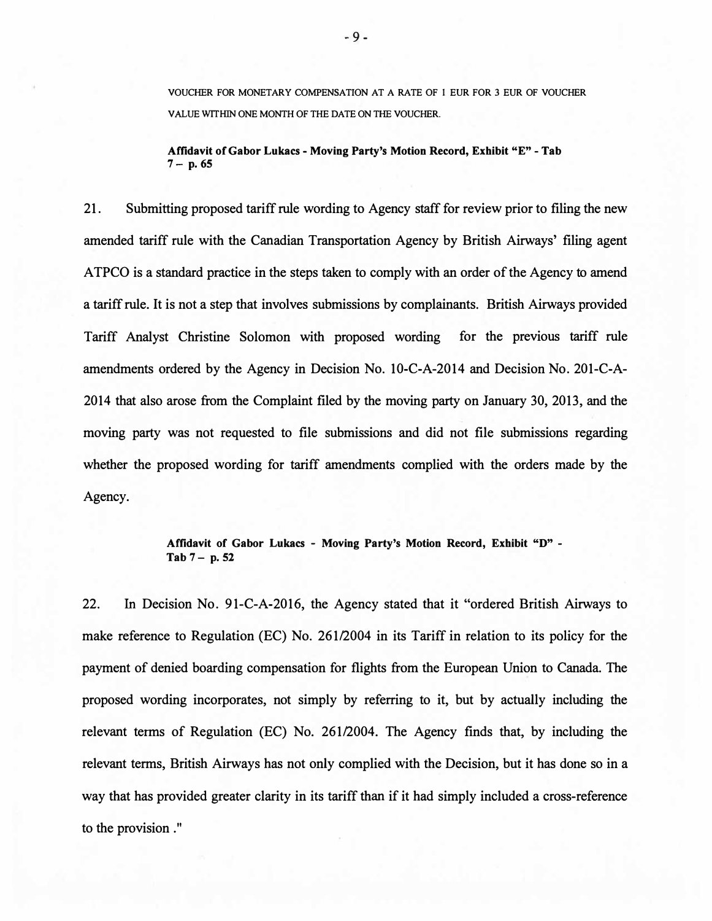VOUCHER FOR MONETARY COMPENSATION AT A RATE OF 1 EUR FOR 3 EUR OF VOUCHER VALUE WITHIN ONE MONTH OF THE DATE ON THE VOUCHER.

> **Affidavit of Gabor Lukacs - Moving Party's Motion Record, Exhibit "E" - Tab 7 – p. 65**

21. Submitting proposed tariff rule wording to Agency staff for review prior to filing the new amended tariff rule with the Canadian Transportation Agency by British Airways' filing agent ATPCO is a standard practice in the steps taken to comply with an order of the Agency to amend a tariff rule. It is not a step that involves submissions by complainants. British Airways provided Tariff Analyst Christine Solomon with proposed wording for the previous tariff rule amendments ordered by the Agency in Decision No. 10-C-A-2014 and Decision No. 201-C-A-2014 that also arose from the Complaint filed by the moving party on January 30, 2013, and the moving party was not requested to file submissions and did not file submissions regarding whether the proposed wording for tariff amendments complied with the orders made by the Agency.

> **Affidavit of Gabor Lukacs - Moving Party's Motion Record, Exhibit "D" - Tab 7 – p. 52**

22. In Decision No. 91-C-A-2016, the Agency stated that it "ordered British Airways to make reference to Regulation (EC) No. 261/2004 in its Tariff in relation to its policy for the payment of denied boarding compensation for flights from the European Union to Canada. The proposed wording incorporates, not simply by referring to it, but by actually including the relevant terms of Regulation (EC) No. 261/2004. The Agency finds that, by including the relevant terms, British Airways has not only complied with the Decision, but it has done so in a way that has provided greater clarity in its tariff than if it had simply included a cross-reference to the provision ."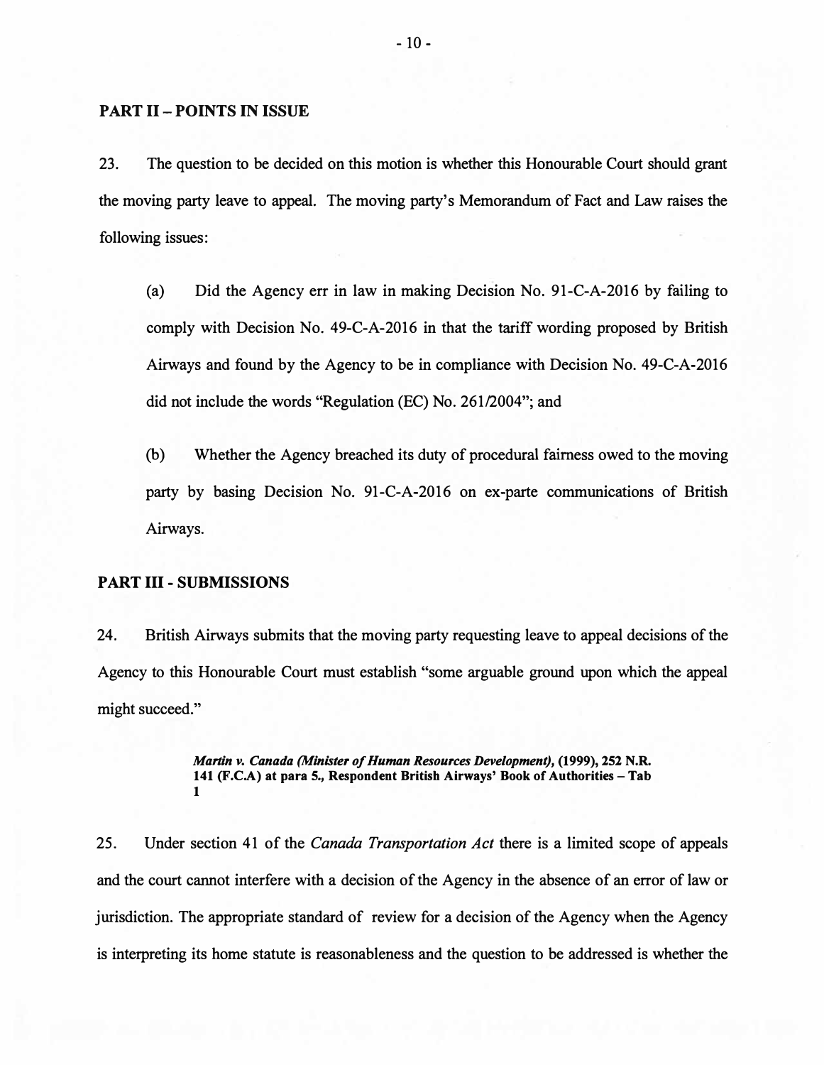## PART II – POINTS IN ISSUE

23. The question to be decided on this motion is whether this Honourable Court should grant the moving party leave to appeal. The moving party's Memorandum of Fact and Law raises the following issues:

(a) Did the Agency err in law in making Decision No. 91-C-A-2016 by failing to comply with Decision No. 49-C-A-2016 in that the tariff wording proposed by British Airways and found by the Agency to be in compliance with Decision No. 49-C-A-2016 did not include the words "Regulation (EC) No. 261/2004"; and

(b) Whether the Agency breached its duty of procedural fairness owed to the moving party by basing Decision No. 91-C-A-2016 on ex-parte communications of British Airways.

## PART III - SUBMISSIONS

24. British Airways submits that the moving party requesting leave to appeal decisions of the Agency to this Honourable Court must establish "some arguable ground upon which the appeal might succeed."

> ***Martin v. Canada (Minister of Human Resources Development)*, (1999), 252 N.R. 141 (F.C.A) at para 5., Respondent British Airways' Book of Authorities – Tab 1**

25. Under section 41 of the *Canada Transportation Act* there is a limited scope of appeals and the court cannot interfere with a decision of the Agency in the absence of an error of law or jurisdiction. The appropriate standard of review for a decision of the Agency when the Agency is interpreting its home statute is reasonableness and the question to be addressed is whether the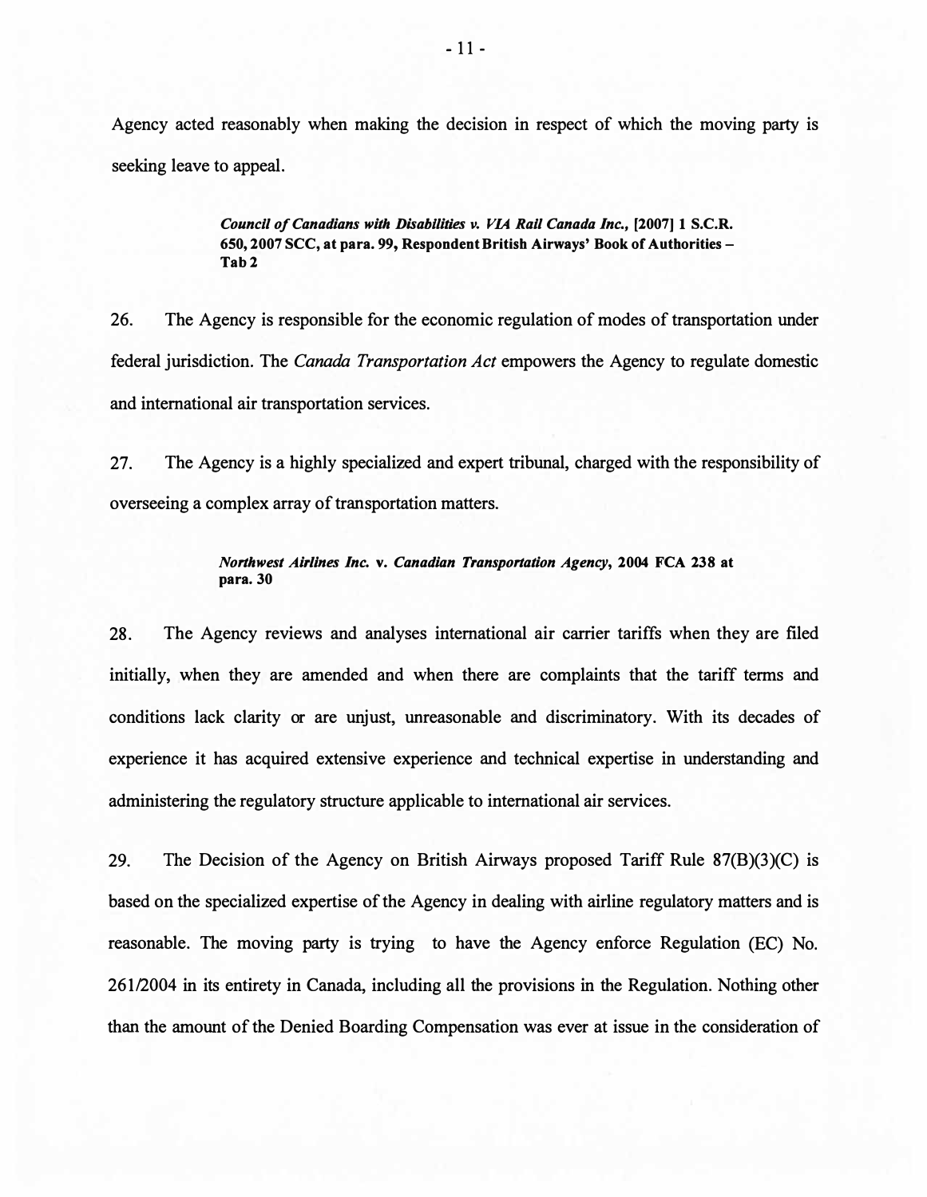Agency acted reasonably when making the decision in respect of which the moving party is seeking leave to appeal.

> ***Council of Canadians with Disabilities v. VIA Rail Canada Inc.*, [2007] 1 S.C.R. 650, 2007 SCC, at para. 99, Respondent British Airways' Book of Authorities – Tab 2**

26. The Agency is responsible for the economic regulation of modes of transportation under federal jurisdiction. The *Canada Transportation Act* empowers the Agency to regulate domestic and international air transportation services.

27. The Agency is a highly specialized and expert tribunal, charged with the responsibility of overseeing a complex array of transportation matters.

> ***Northwest Airlines Inc.* v. *Canadian Transportation Agency*, 2004 FCA 238 at para. 30**

28. The Agency reviews and analyses international air carrier tariffs when they are filed initially, when they are amended and when there are complaints that the tariff terms and conditions lack clarity or are unjust, unreasonable and discriminatory. With its decades of experience it has acquired extensive experience and technical expertise in understanding and administering the regulatory structure applicable to international air services.

29. The Decision of the Agency on British Airways proposed Tariff Rule 87(B)(3)(C) is based on the specialized expertise of the Agency in dealing with airline regulatory matters and is reasonable. The moving party is trying to have the Agency enforce Regulation (EC) No. 261/2004 in its entirety in Canada, including all the provisions in the Regulation. Nothing other than the amount of the Denied Boarding Compensation was ever at issue in the consideration of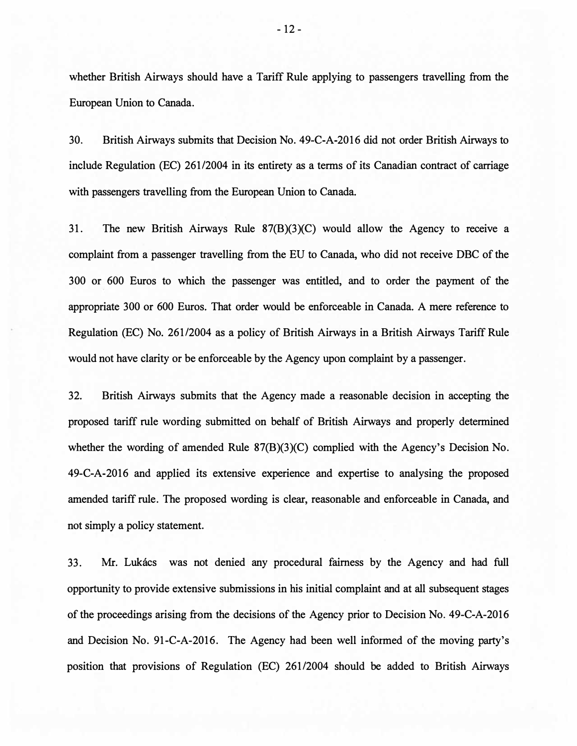whether British Airways should have a Tariff Rule applying to passengers travelling from the European Union to Canada.

30. British Airways submits that Decision No. 49-C-A-2016 did not order British Airways to include Regulation (EC) 261/2004 in its entirety as a terms of its Canadian contract of carriage with passengers travelling from the European Union to Canada.

31. The new British Airways Rule 87(B)(3)(C) would allow the Agency to receive a complaint from a passenger travelling from the EU to Canada, who did not receive DBC of the 300 or 600 Euros to which the passenger was entitled, and to order the payment of the appropriate 300 or 600 Euros. That order would be enforceable in Canada. A mere reference to Regulation (EC) No. 261/2004 as a policy of British Airways in a British Airways Tariff Rule would not have clarity or be enforceable by the Agency upon complaint by a passenger.

32. British Airways submits that the Agency made a reasonable decision in accepting the proposed tariff rule wording submitted on behalf of British Airways and properly determined whether the wording of amended Rule 87(B)(3)(C) complied with the Agency's Decision No. 49-C-A-2016 and applied its extensive experience and expertise to analysing the proposed amended tariff rule. The proposed wording is clear, reasonable and enforceable in Canada, and not simply a policy statement.

33. Mr. Lukács was not denied any procedural fairness by the Agency and had full opportunity to provide extensive submissions in his initial complaint and at all subsequent stages of the proceedings arising from the decisions of the Agency prior to Decision No. 49-C-A-2016 and Decision No. 91-C-A-2016. The Agency had been well informed of the moving party's position that provisions of Regulation (EC) 261/2004 should be added to British Airways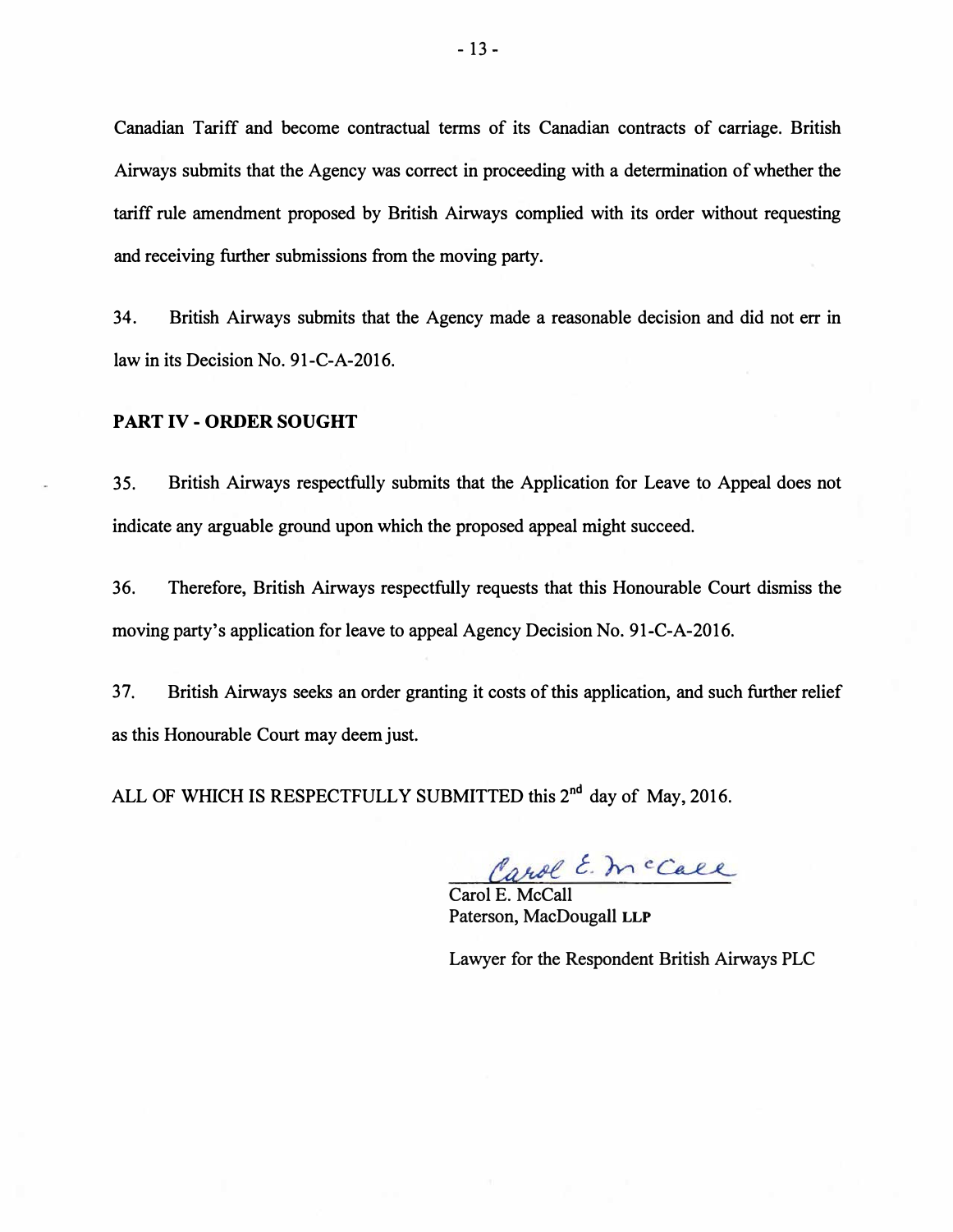Canadian Tariff and become contractual terms of its Canadian contracts of carriage. British Airways submits that the Agency was correct in proceeding with a determination of whether the tariff rule amendment proposed by British Airways complied with its order without requesting and receiving further submissions from the moving party.

34. British Airways submits that the Agency made a reasonable decision and did not err in law in its Decision No. 91-C-A-2016.

## PART IV - ORDER SOUGHT

35. British Airways respectfully submits that the Application for Leave to Appeal does not indicate any arguable ground upon which the proposed appeal might succeed.

36. Therefore, British Airways respectfully requests that this Honourable Court dismiss the moving party's application for leave to appeal Agency Decision No. 91-C-A-2016.

37. British Airways seeks an order granting it costs of this application, and such further relief as this Honourable Court may deem just.

ALL OF WHICH IS RESPECTFULLY SUBMITTED this 2nd day of May, 2016.

Carol E. McCall
Paterson, MacDougall **LLP**

Lawyer for the Respondent British Airways PLC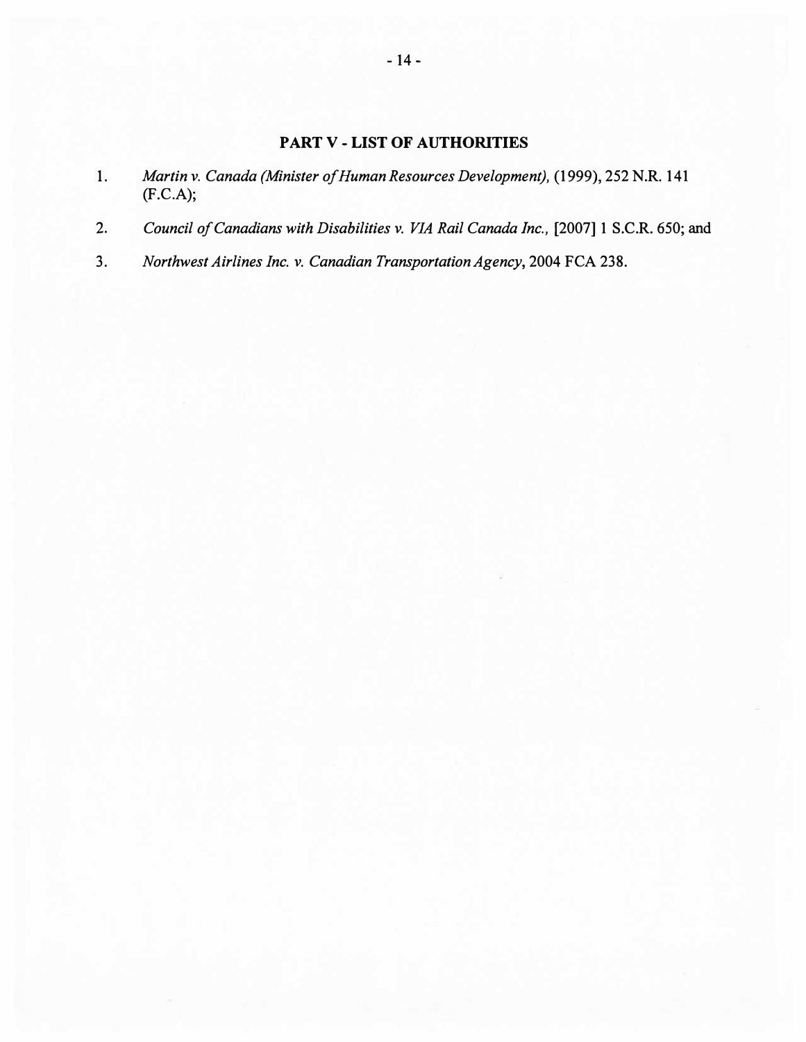## PART V - LIST OF AUTHORITIES

1. *Martin v. Canada (Minister of Human Resources Development),* (1999), 252 N.R. 141 (F.C.A);

2. *Council of Canadians with Disabilities v. VIA Rail Canada Inc.,* [2007] 1 S.C.R. 650; and

3. *Northwest Airlines Inc. v. Canadian Transportation Agency*, 2004 FCA 238.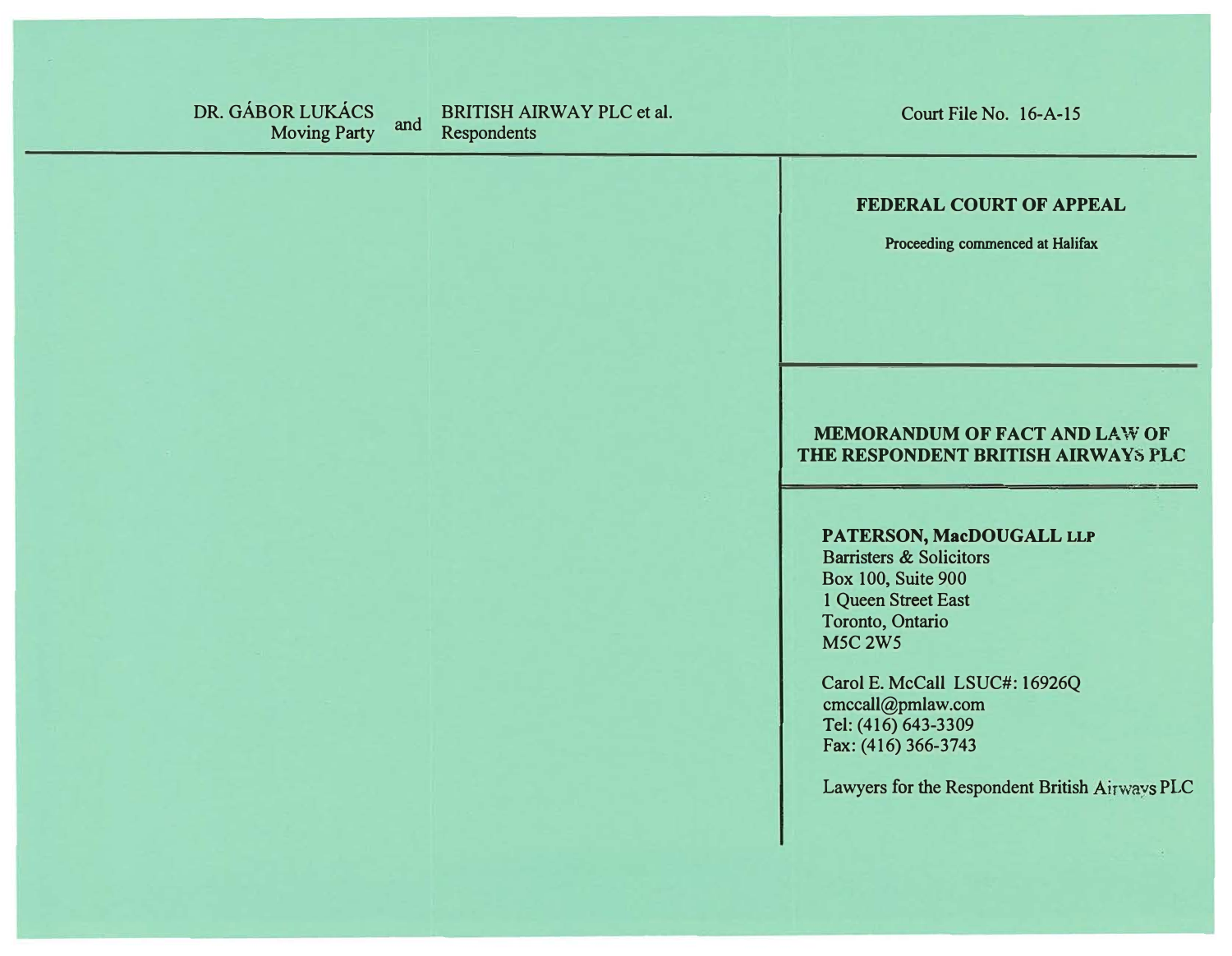DR. GÁBOR LUKÁCS
Moving Party

and

BRITISH AIRWAY PLC et al.
Respondents

Court File No. 16-A-15

**FEDERAL COURT OF APPEAL**

**Proceeding commenced at Halifax**

**MEMORANDUM OF FACT AND LAW OF THE RESPONDENT BRITISH AIRWAYS PLC**

**PATERSON, MacDOUGALL LLP**
Barristers & Solicitors
Box 100, Suite 900
1 Queen Street East
Toronto, Ontario
M5C 2W5

Carol E. McCall LSUC#: 16926Q
cmccall@pmlaw.com
Tel: (416) 643-3309
Fax: (416) 366-3743

Lawyers for the Respondent British Airways PLC